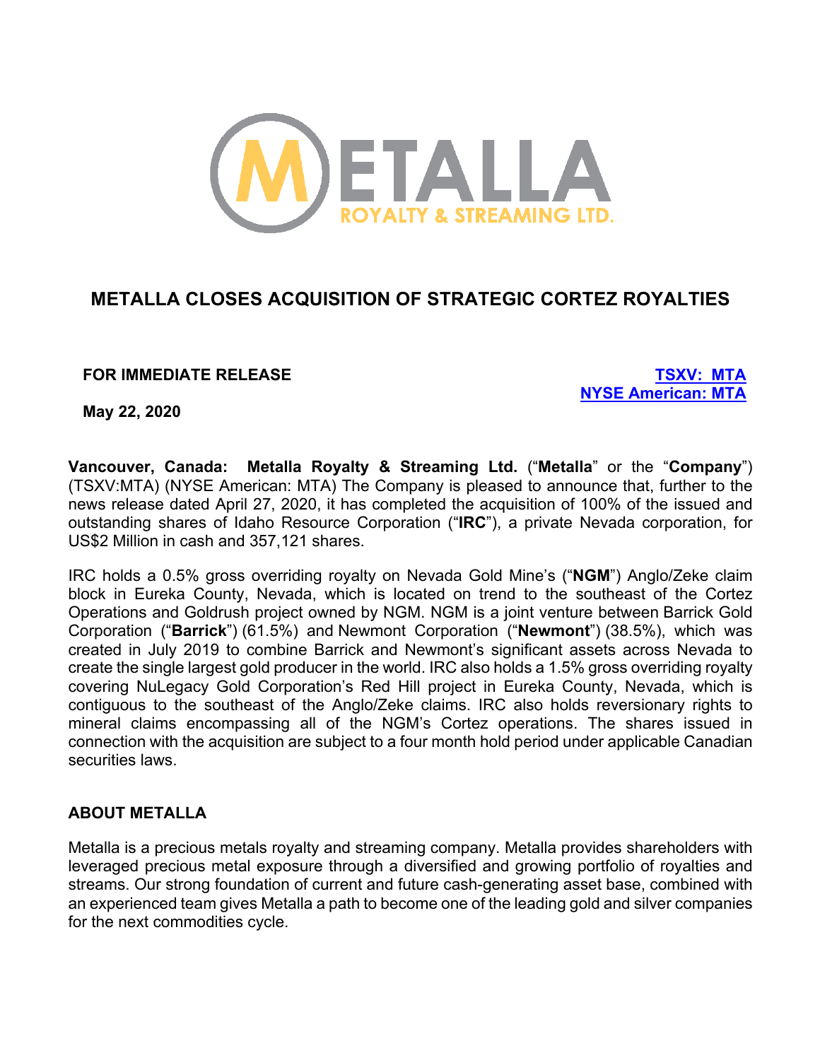# METALLA CLOSES ACQUISITION OF STRATEGIC CORTEZ ROYALTIES

**FOR IMMEDIATE RELEASE**

**TSXV: MTA**
**NYSE American: MTA**

**May 22, 2020**

**Vancouver, Canada: Metalla Royalty & Streaming Ltd.** ("**Metalla**" or the "**Company**") (TSXV:MTA) (NYSE American: MTA) The Company is pleased to announce that, further to the news release dated April 27, 2020, it has completed the acquisition of 100% of the issued and outstanding shares of Idaho Resource Corporation ("**IRC**"), a private Nevada corporation, for US$2 Million in cash and 357,121 shares.

IRC holds a 0.5% gross overriding royalty on Nevada Gold Mine's ("**NGM**") Anglo/Zeke claim block in Eureka County, Nevada, which is located on trend to the southeast of the Cortez Operations and Goldrush project owned by NGM. NGM is a joint venture between Barrick Gold Corporation ("**Barrick**") (61.5%) and Newmont Corporation ("**Newmont**") (38.5%), which was created in July 2019 to combine Barrick and Newmont's significant assets across Nevada to create the single largest gold producer in the world. IRC also holds a 1.5% gross overriding royalty covering NuLegacy Gold Corporation's Red Hill project in Eureka County, Nevada, which is contiguous to the southeast of the Anglo/Zeke claims. IRC also holds reversionary rights to mineral claims encompassing all of the NGM's Cortez operations. The shares issued in connection with the acquisition are subject to a four month hold period under applicable Canadian securities laws.

## ABOUT METALLA

Metalla is a precious metals royalty and streaming company. Metalla provides shareholders with leveraged precious metal exposure through a diversified and growing portfolio of royalties and streams. Our strong foundation of current and future cash-generating asset base, combined with an experienced team gives Metalla a path to become one of the leading gold and silver companies for the next commodities cycle.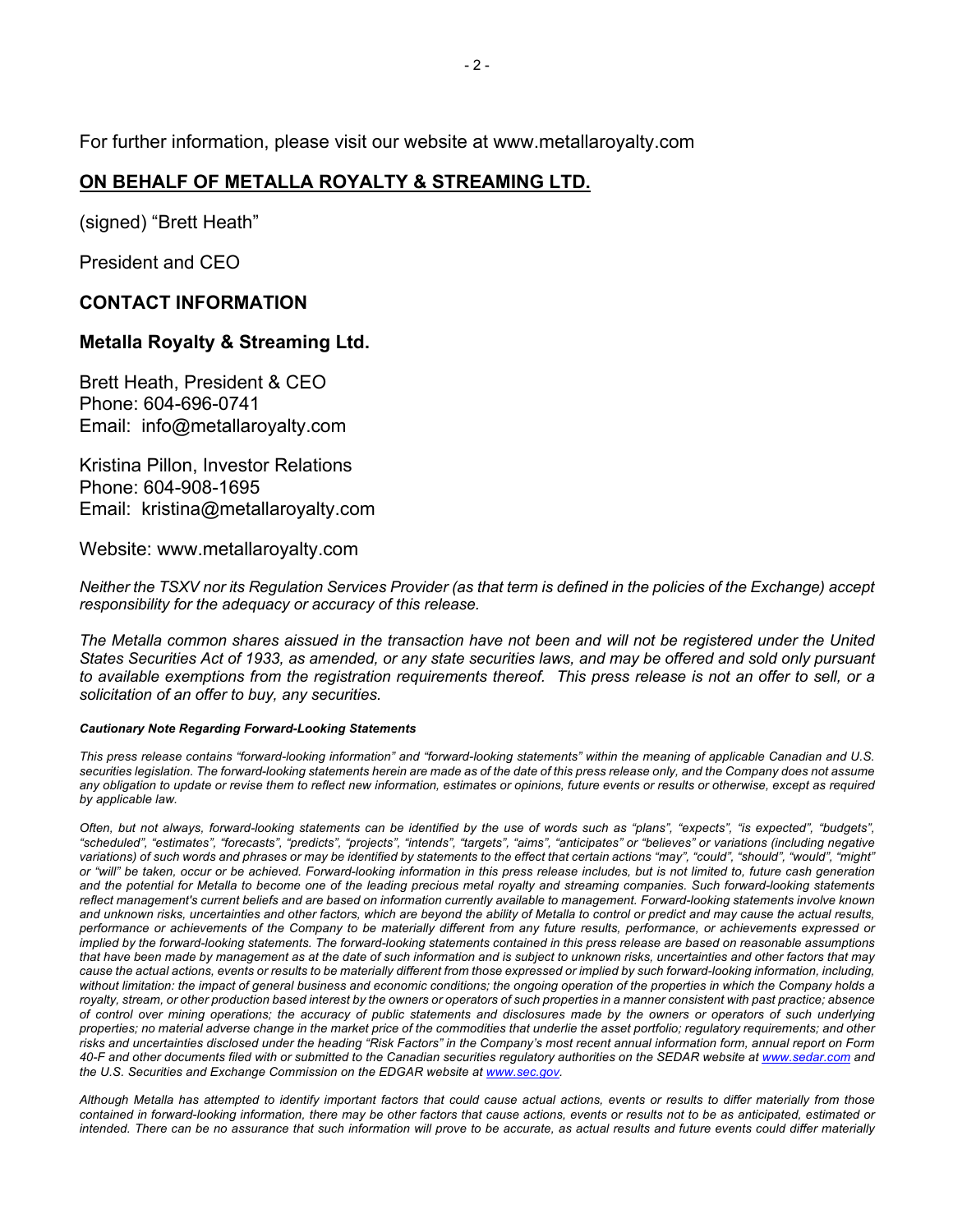For further information, please visit our website at www.metallaroyalty.com

## ON BEHALF OF METALLA ROYALTY & STREAMING LTD.

(signed) “Brett Heath”

President and CEO

## CONTACT INFORMATION

### Metalla Royalty & Streaming Ltd.

Brett Heath, President & CEO
Phone: 604-696-0741
Email: info@metallaroyalty.com

Kristina Pillon, Investor Relations
Phone: 604-908-1695
Email: kristina@metallaroyalty.com

Website: www.metallaroyalty.com

*Neither the TSXV nor its Regulation Services Provider (as that term is defined in the policies of the Exchange) accept responsibility for the adequacy or accuracy of this release.*

*The Metalla common shares aissued in the transaction have not been and will not be registered under the United States Securities Act of 1933, as amended, or any state securities laws, and may be offered and sold only pursuant to available exemptions from the registration requirements thereof. This press release is not an offer to sell, or a solicitation of an offer to buy, any securities.*

***Cautionary Note Regarding Forward-Looking Statements***

*This press release contains “forward-looking information” and “forward-looking statements” within the meaning of applicable Canadian and U.S. securities legislation. The forward-looking statements herein are made as of the date of this press release only, and the Company does not assume any obligation to update or revise them to reflect new information, estimates or opinions, future events or results or otherwise, except as required by applicable law.*

*Often, but not always, forward-looking statements can be identified by the use of words such as “plans”, “expects”, “is expected”, “budgets”, “scheduled”, “estimates”, “forecasts”, “predicts”, “projects”, “intends”, “targets”, “aims”, “anticipates” or “believes” or variations (including negative variations) of such words and phrases or may be identified by statements to the effect that certain actions “may”, “could”, “should”, “would”, “might” or “will” be taken, occur or be achieved. Forward-looking information in this press release includes, but is not limited to, future cash generation and the potential for Metalla to become one of the leading precious metal royalty and streaming companies. Such forward-looking statements reflect management's current beliefs and are based on information currently available to management. Forward-looking statements involve known and unknown risks, uncertainties and other factors, which are beyond the ability of Metalla to control or predict and may cause the actual results, performance or achievements of the Company to be materially different from any future results, performance, or achievements expressed or implied by the forward-looking statements. The forward-looking statements contained in this press release are based on reasonable assumptions that have been made by management as at the date of such information and is subject to unknown risks, uncertainties and other factors that may cause the actual actions, events or results to be materially different from those expressed or implied by such forward-looking information, including, without limitation: the impact of general business and economic conditions; the ongoing operation of the properties in which the Company holds a royalty, stream, or other production based interest by the owners or operators of such properties in a manner consistent with past practice; absence of control over mining operations; the accuracy of public statements and disclosures made by the owners or operators of such underlying properties; no material adverse change in the market price of the commodities that underlie the asset portfolio; regulatory requirements; and other risks and uncertainties disclosed under the heading “Risk Factors” in the Company’s most recent annual information form, annual report on Form 40-F and other documents filed with or submitted to the Canadian securities regulatory authorities on the SEDAR website at www.sedar.com and the U.S. Securities and Exchange Commission on the EDGAR website at www.sec.gov.*

*Although Metalla has attempted to identify important factors that could cause actual actions, events or results to differ materially from those contained in forward-looking information, there may be other factors that cause actions, events or results not to be as anticipated, estimated or intended. There can be no assurance that such information will prove to be accurate, as actual results and future events could differ materially*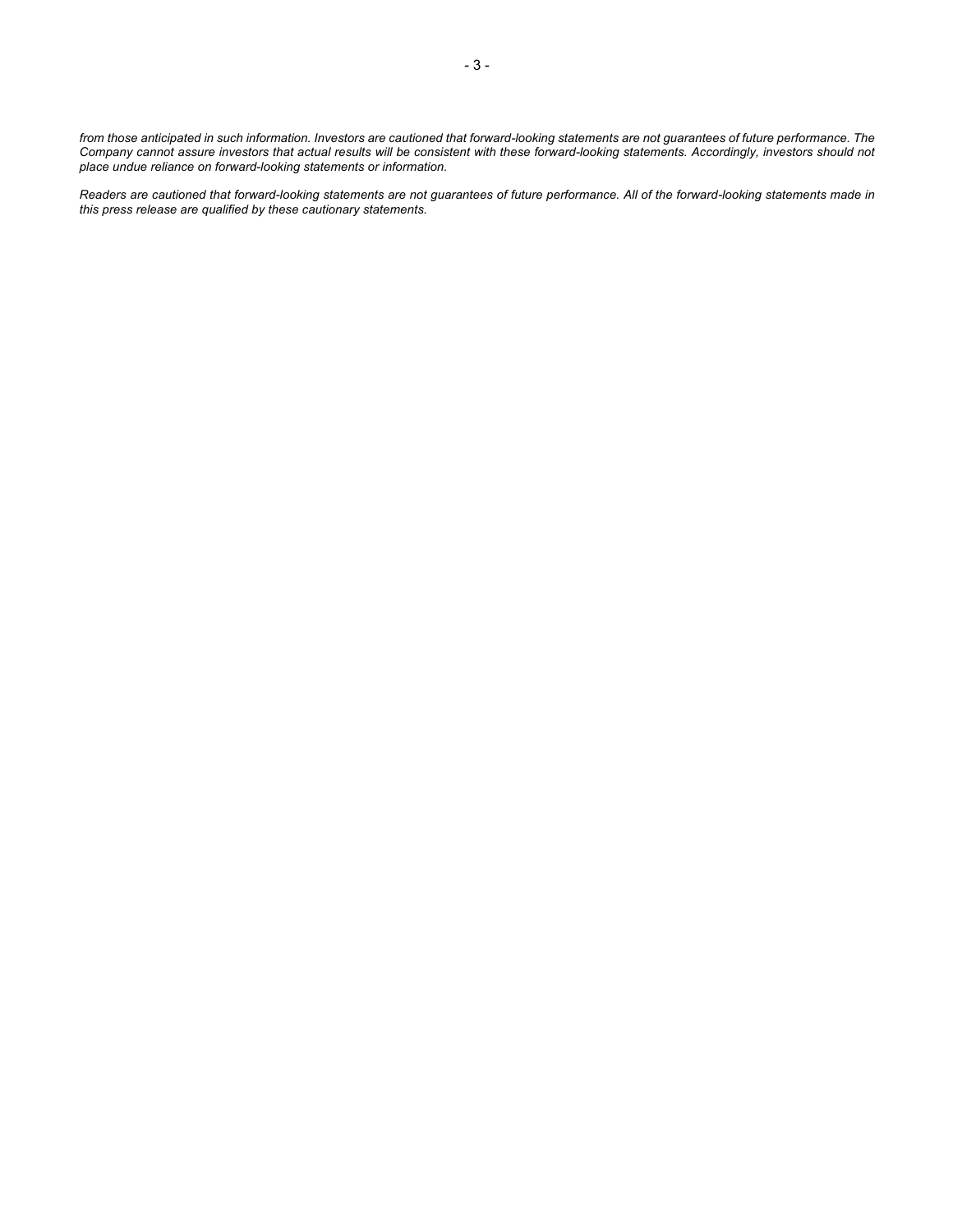*from those anticipated in such information. Investors are cautioned that forward-looking statements are not guarantees of future performance. The Company cannot assure investors that actual results will be consistent with these forward-looking statements. Accordingly, investors should not place undue reliance on forward-looking statements or information.*

*Readers are cautioned that forward-looking statements are not guarantees of future performance. All of the forward-looking statements made in this press release are qualified by these cautionary statements.*